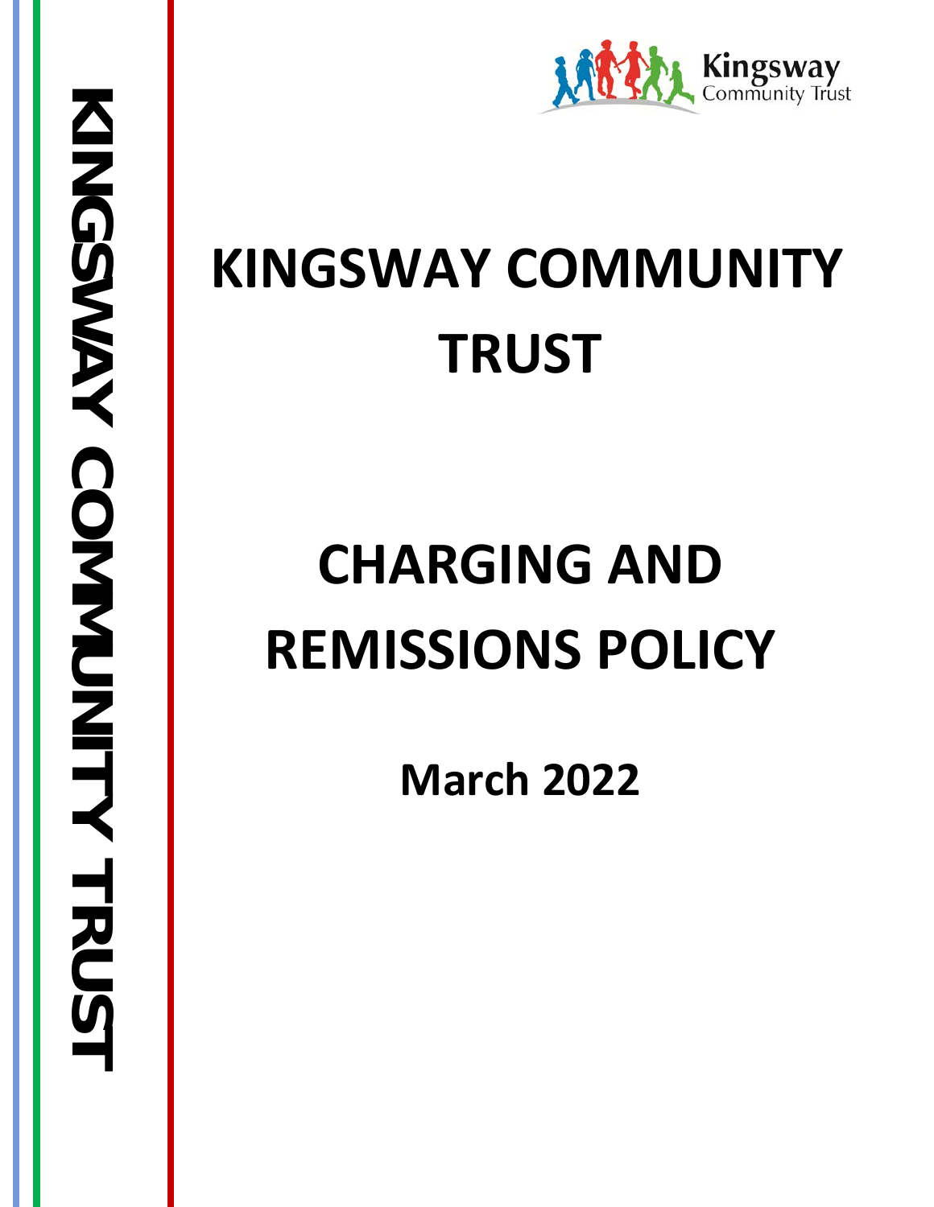KINGSWAY COMMUNITY TRUST

Kingsway Community Trust

# KINGSWAY COMMUNITY TRUST

# CHARGING AND REMISSIONS POLICY

## March 2022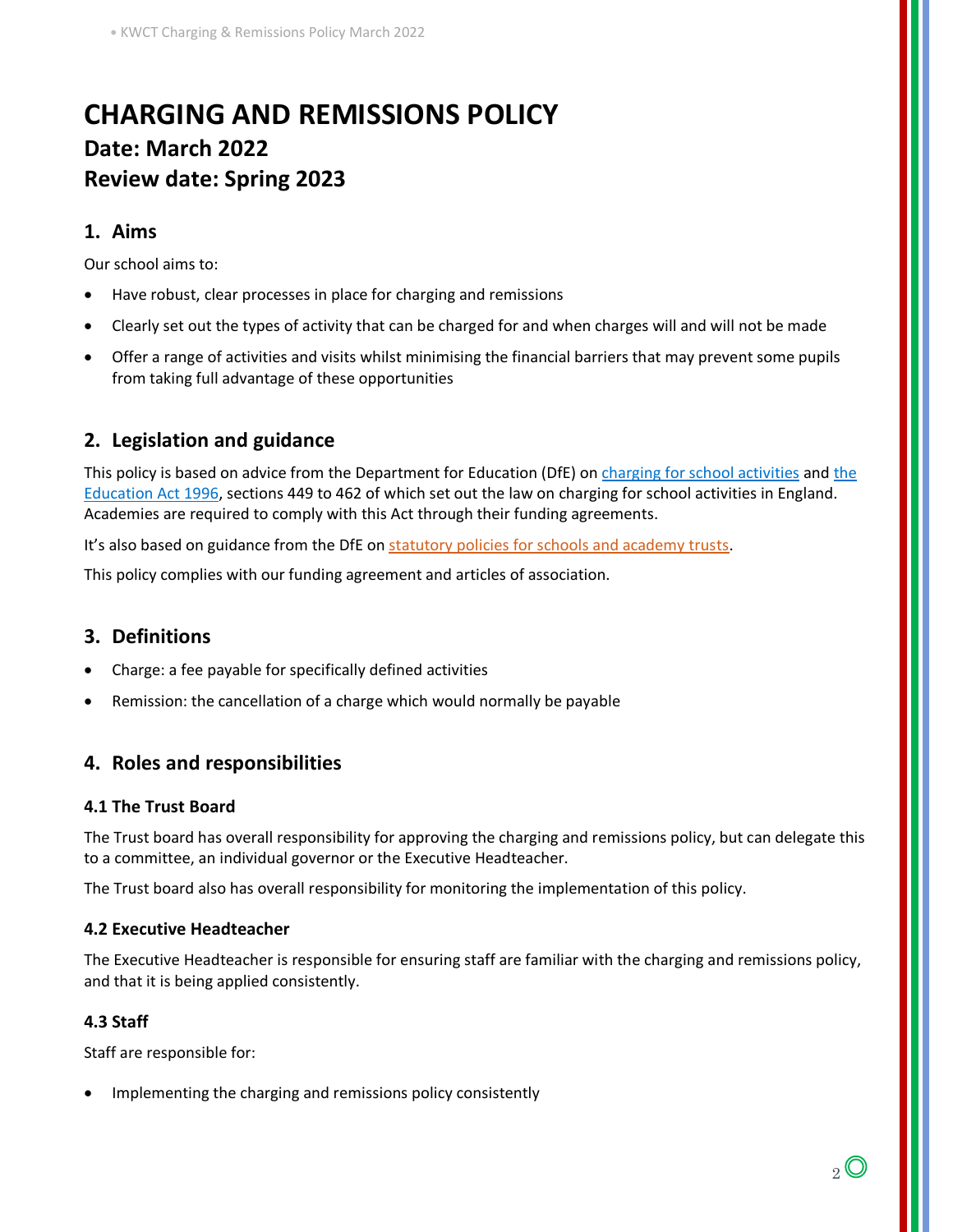# CHARGING AND REMISSIONS POLICY

## Date: March 2022

## Review date: Spring 2023

## 1. Aims

Our school aims to:

- Have robust, clear processes in place for charging and remissions
- Clearly set out the types of activity that can be charged for and when charges will and will not be made
- Offer a range of activities and visits whilst minimising the financial barriers that may prevent some pupils from taking full advantage of these opportunities

## 2. Legislation and guidance

This policy is based on advice from the Department for Education (DfE) on charging for school activities and the Education Act 1996, sections 449 to 462 of which set out the law on charging for school activities in England. Academies are required to comply with this Act through their funding agreements.

It's also based on guidance from the DfE on statutory policies for schools and academy trusts.

This policy complies with our funding agreement and articles of association.

## 3. Definitions

- Charge: a fee payable for specifically defined activities
- Remission: the cancellation of a charge which would normally be payable

## 4. Roles and responsibilities

### 4.1 The Trust Board

The Trust board has overall responsibility for approving the charging and remissions policy, but can delegate this to a committee, an individual governor or the Executive Headteacher.

The Trust board also has overall responsibility for monitoring the implementation of this policy.

### 4.2 Executive Headteacher

The Executive Headteacher is responsible for ensuring staff are familiar with the charging and remissions policy, and that it is being applied consistently.

### 4.3 Staff

Staff are responsible for:

- Implementing the charging and remissions policy consistently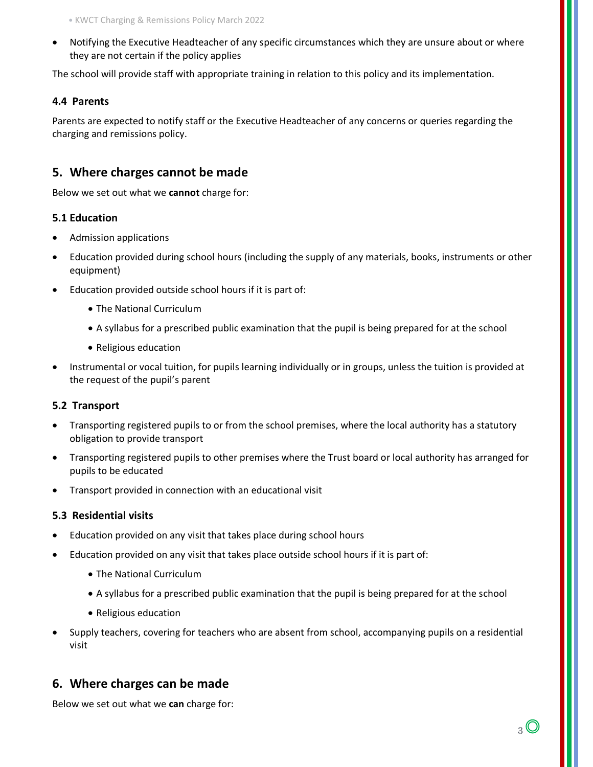- Notifying the Executive Headteacher of any specific circumstances which they are unsure about or where they are not certain if the policy applies

The school will provide staff with appropriate training in relation to this policy and its implementation.

### 4.4 Parents

Parents are expected to notify staff or the Executive Headteacher of any concerns or queries regarding the charging and remissions policy.

## 5. Where charges cannot be made

Below we set out what we **cannot** charge for:

### 5.1 Education

- Admission applications
- Education provided during school hours (including the supply of any materials, books, instruments or other equipment)
- Education provided outside school hours if it is part of:
    - The National Curriculum
    - A syllabus for a prescribed public examination that the pupil is being prepared for at the school
    - Religious education
- Instrumental or vocal tuition, for pupils learning individually or in groups, unless the tuition is provided at the request of the pupil's parent

### 5.2 Transport

- Transporting registered pupils to or from the school premises, where the local authority has a statutory obligation to provide transport
- Transporting registered pupils to other premises where the Trust board or local authority has arranged for pupils to be educated
- Transport provided in connection with an educational visit

### 5.3 Residential visits

- Education provided on any visit that takes place during school hours
- Education provided on any visit that takes place outside school hours if it is part of:
    - The National Curriculum
    - A syllabus for a prescribed public examination that the pupil is being prepared for at the school
    - Religious education
- Supply teachers, covering for teachers who are absent from school, accompanying pupils on a residential visit

## 6. Where charges can be made

Below we set out what we **can** charge for: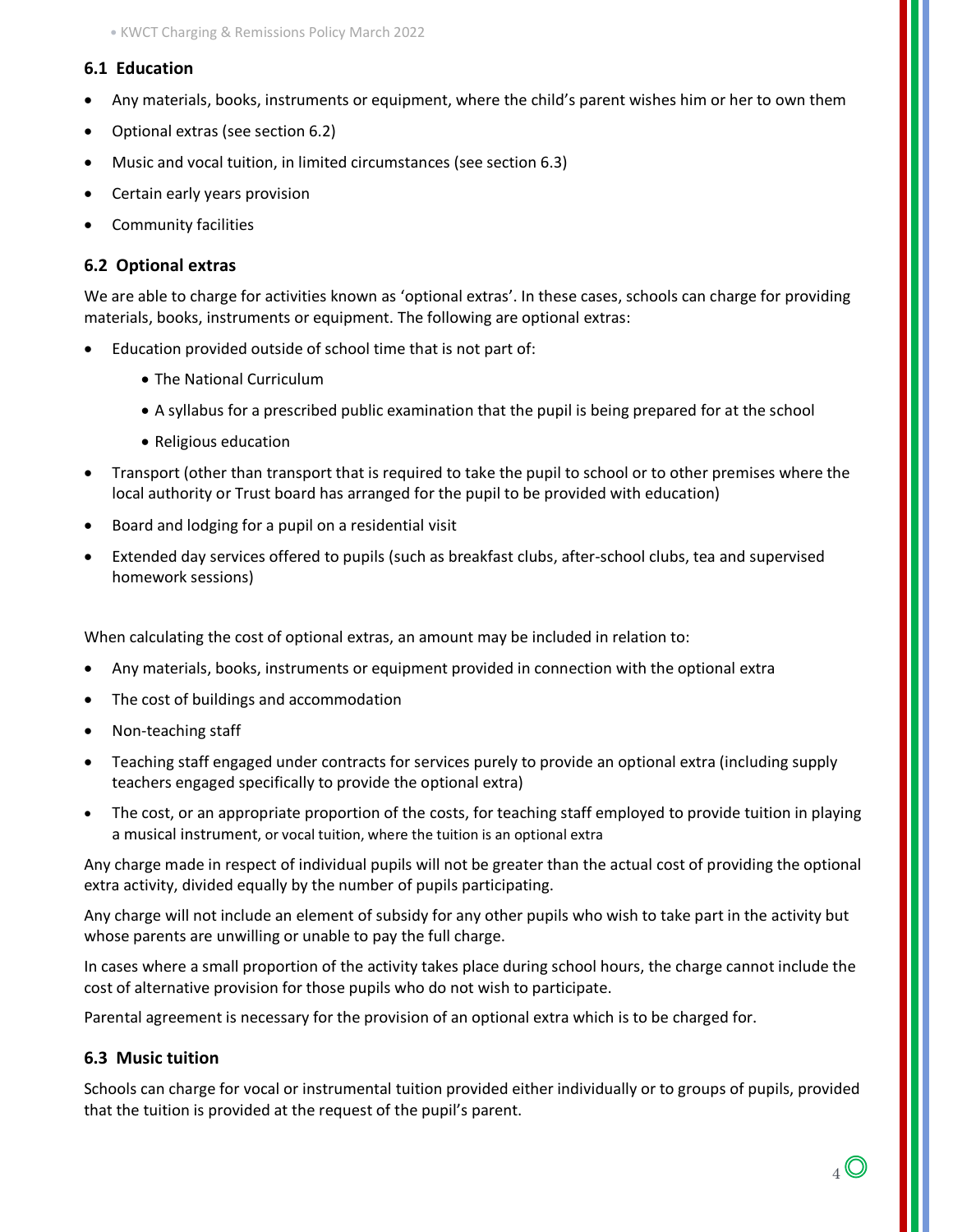### 6.1 Education

- Any materials, books, instruments or equipment, where the child's parent wishes him or her to own them
- Optional extras (see section 6.2)
- Music and vocal tuition, in limited circumstances (see section 6.3)
- Certain early years provision
- Community facilities

### 6.2 Optional extras

We are able to charge for activities known as 'optional extras'. In these cases, schools can charge for providing materials, books, instruments or equipment. The following are optional extras:

- Education provided outside of school time that is not part of:
  - The National Curriculum
  - A syllabus for a prescribed public examination that the pupil is being prepared for at the school
  - Religious education
- Transport (other than transport that is required to take the pupil to school or to other premises where the local authority or Trust board has arranged for the pupil to be provided with education)
- Board and lodging for a pupil on a residential visit
- Extended day services offered to pupils (such as breakfast clubs, after-school clubs, tea and supervised homework sessions)

When calculating the cost of optional extras, an amount may be included in relation to:

- Any materials, books, instruments or equipment provided in connection with the optional extra
- The cost of buildings and accommodation
- Non-teaching staff
- Teaching staff engaged under contracts for services purely to provide an optional extra (including supply teachers engaged specifically to provide the optional extra)
- The cost, or an appropriate proportion of the costs, for teaching staff employed to provide tuition in playing a musical instrument, or vocal tuition, where the tuition is an optional extra

Any charge made in respect of individual pupils will not be greater than the actual cost of providing the optional extra activity, divided equally by the number of pupils participating.

Any charge will not include an element of subsidy for any other pupils who wish to take part in the activity but whose parents are unwilling or unable to pay the full charge.

In cases where a small proportion of the activity takes place during school hours, the charge cannot include the cost of alternative provision for those pupils who do not wish to participate.

Parental agreement is necessary for the provision of an optional extra which is to be charged for.

### 6.3 Music tuition

Schools can charge for vocal or instrumental tuition provided either individually or to groups of pupils, provided that the tuition is provided at the request of the pupil's parent.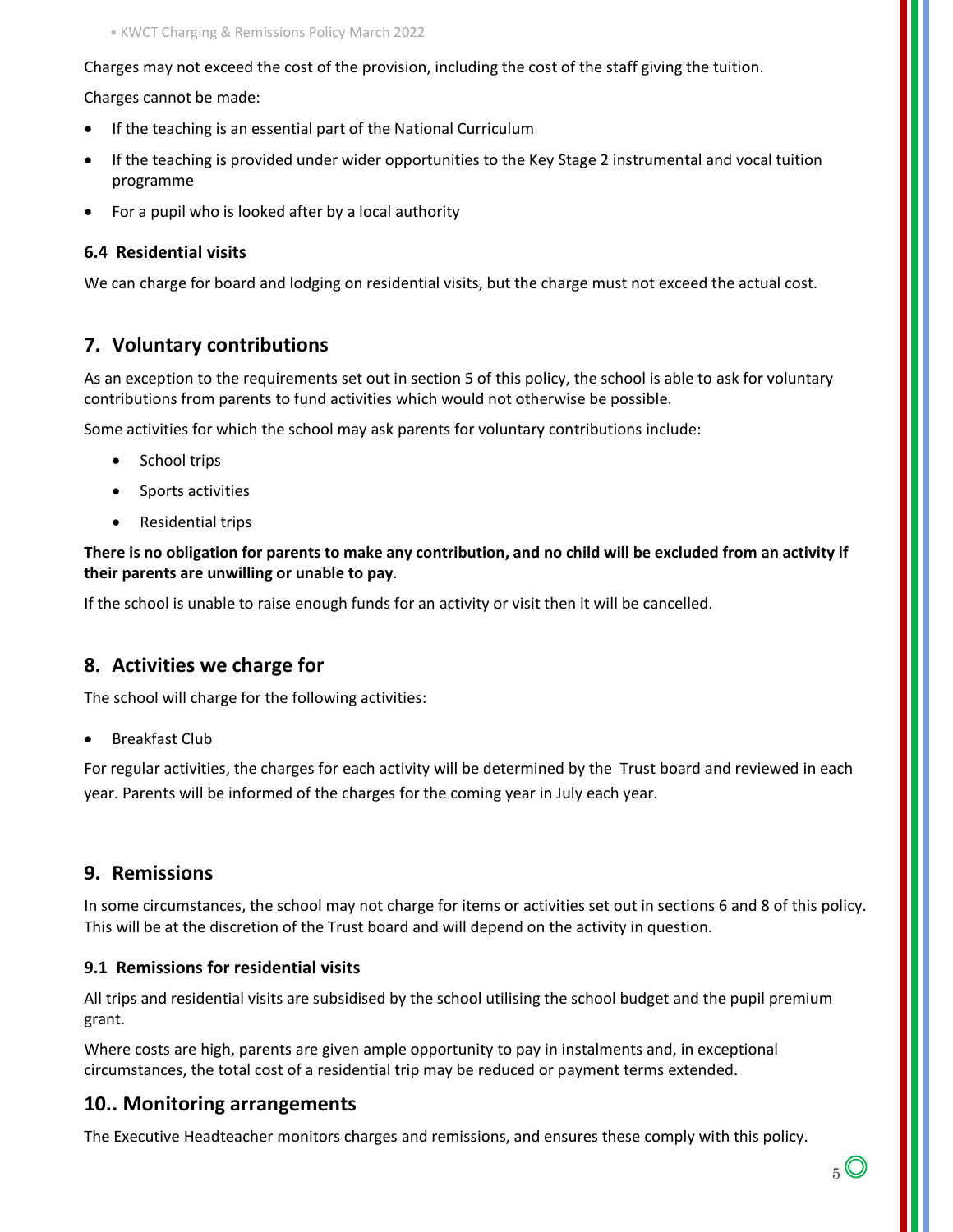Charges may not exceed the cost of the provision, including the cost of the staff giving the tuition.

Charges cannot be made:

- If the teaching is an essential part of the National Curriculum
- If the teaching is provided under wider opportunities to the Key Stage 2 instrumental and vocal tuition programme
- For a pupil who is looked after by a local authority

### 6.4 Residential visits

We can charge for board and lodging on residential visits, but the charge must not exceed the actual cost.

## 7. Voluntary contributions

As an exception to the requirements set out in section 5 of this policy, the school is able to ask for voluntary contributions from parents to fund activities which would not otherwise be possible.

Some activities for which the school may ask parents for voluntary contributions include:

- School trips
- Sports activities
- Residential trips

**There is no obligation for parents to make any contribution, and no child will be excluded from an activity if their parents are unwilling or unable to pay**.

If the school is unable to raise enough funds for an activity or visit then it will be cancelled.

## 8. Activities we charge for

The school will charge for the following activities:

- Breakfast Club

For regular activities, the charges for each activity will be determined by the Trust board and reviewed in each year. Parents will be informed of the charges for the coming year in July each year.

## 9. Remissions

In some circumstances, the school may not charge for items or activities set out in sections 6 and 8 of this policy. This will be at the discretion of the Trust board and will depend on the activity in question.

### 9.1 Remissions for residential visits

All trips and residential visits are subsidised by the school utilising the school budget and the pupil premium grant.

Where costs are high, parents are given ample opportunity to pay in instalments and, in exceptional circumstances, the total cost of a residential trip may be reduced or payment terms extended.

## 10.. Monitoring arrangements

The Executive Headteacher monitors charges and remissions, and ensures these comply with this policy.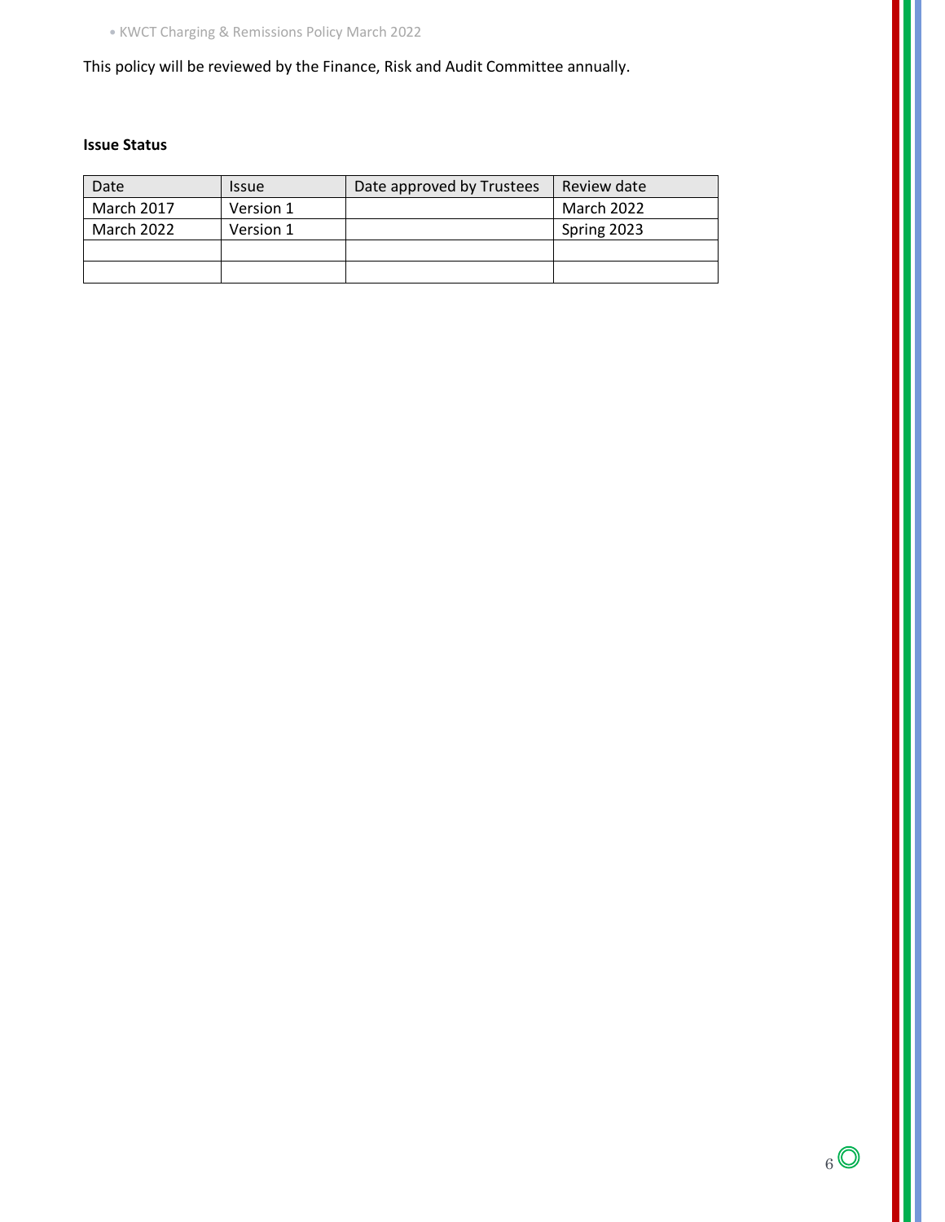This policy will be reviewed by the Finance, Risk and Audit Committee annually.

**Issue Status**

| Date | Issue | Date approved by Trustees | Review date |
|---|---|---|---|
| March 2017 | Version 1 | | March 2022 |
| March 2022 | Version 1 | | Spring 2023 |
| | | | |
| | | | |